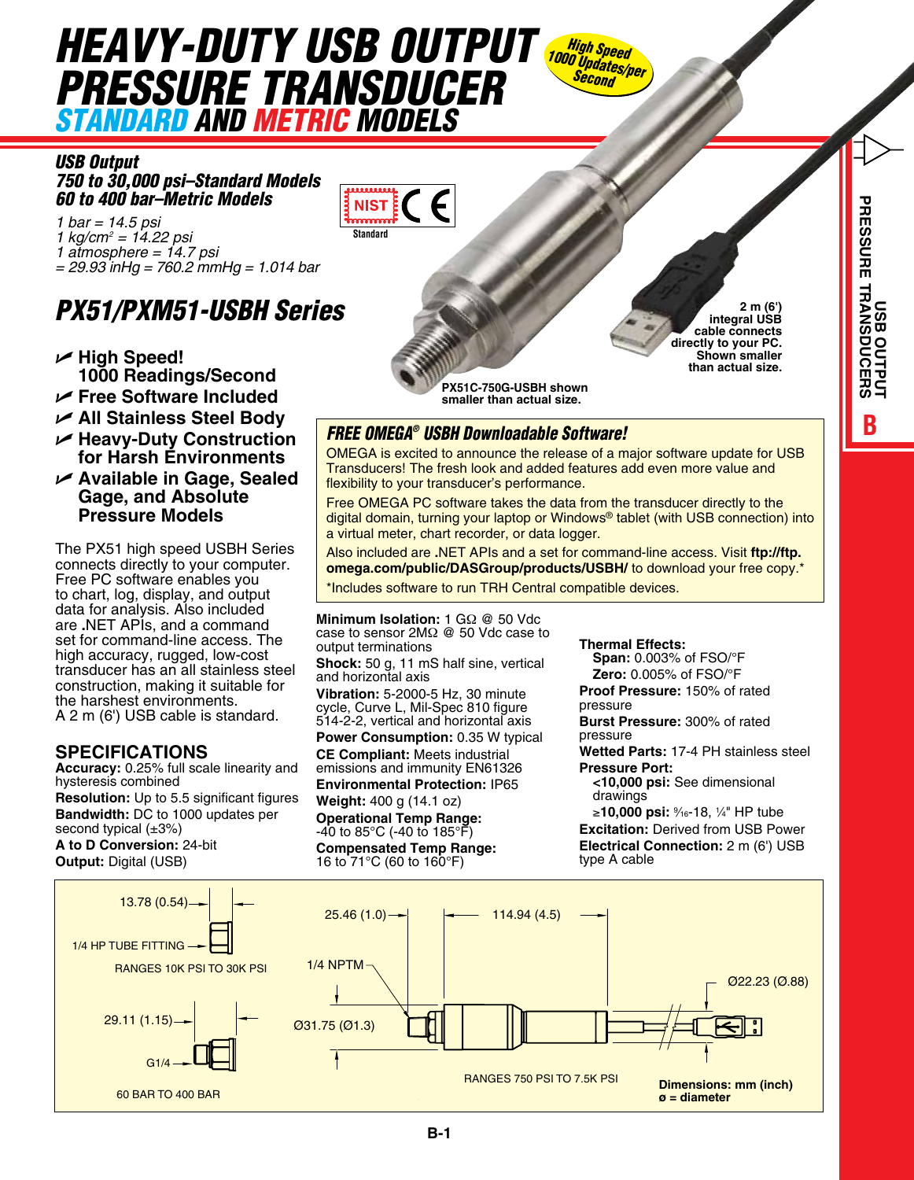# HEAVY-DUTY USB OUTPUT PRESSURE TRANSDUCER

## STANDARD AND METRIC MODELS

*High Speed 1000 Updates/per Second*

### USB Output
### 750 to 30,000 psi–Standard Models
### 60 to 400 bar–Metric Models

*1 bar = 14.5 psi*
*1 kg/cm² = 14.22 psi*
*1 atmosphere = 14.7 psi*
*= 29.93 inHg = 760.2 mmHg = 1.014 bar*

NIST Standard CE

## PX51/PXM51-USBH Series

- **High Speed! 1000 Readings/Second**
- **Free Software Included**
- **All Stainless Steel Body**
- **Heavy-Duty Construction for Harsh Environments**
- **Available in Gage, Sealed Gage, and Absolute Pressure Models**

The PX51 high speed USBH Series connects directly to your computer. Free PC software enables you to chart, log, display, and output data for analysis. Also included are .NET APIs, and a command set for command-line access. The high accuracy, rugged, low-cost transducer has an all stainless steel construction, making it suitable for the harshest environments. A 2 m (6') USB cable is standard.

**2 m (6') integral USB cable connects directly to your PC. Shown smaller than actual size.**

**PX51C-750G-USBH shown smaller than actual size.**

### FREE OMEGA® USBH Downloadable Software!

OMEGA is excited to announce the release of a major software update for USB Transducers! The fresh look and added features add even more value and flexibility to your transducer's performance.

Free OMEGA PC software takes the data from the transducer directly to the digital domain, turning your laptop or Windows® tablet (with USB connection) into a virtual meter, chart recorder, or data logger.

Also included are .NET APIs and a set for command-line access. Visit **ftp://ftp.omega.com/public/DASGroup/products/USBH/** to download your free copy.*

*Includes software to run TRH Central compatible devices.

## SPECIFICATIONS

**Accuracy:** 0.25% full scale linearity and hysteresis combined
**Resolution:** Up to 5.5 significant figures
**Bandwidth:** DC to 1000 updates per second typical (±3%)
**A to D Conversion:** 24-bit
**Output:** Digital (USB)
**Minimum Isolation:** 1 GΩ @ 50 Vdc case to sensor 2MΩ @ 50 Vdc case to output terminations
**Shock:** 50 g, 11 mS half sine, vertical and horizontal axis
**Vibration:** 5-2000-5 Hz, 30 minute cycle, Curve L, Mil-Spec 810 figure 514-2-2, vertical and horizontal axis
**Power Consumption:** 0.35 W typical
**CE Compliant:** Meets industrial emissions and immunity EN61326
**Environmental Protection:** IP65
**Weight:** 400 g (14.1 oz)
**Operational Temp Range:** -40 to 85°C (-40 to 185°F)
**Compensated Temp Range:** 16 to 71°C (60 to 160°F)
**Thermal Effects:**
  **Span:** 0.003% of FSO/°F
  **Zero:** 0.005% of FSO/°F
**Proof Pressure:** 150% of rated pressure
**Burst Pressure:** 300% of rated pressure
**Wetted Parts:** 17-4 PH stainless steel
**Pressure Port:**
  **<10,000 psi:** See dimensional drawings
  **≥10,000 psi:** 9/16-18, ¼" HP tube
**Excitation:** Derived from USB Power
**Electrical Connection:** 2 m (6') USB type A cable

13.78 (0.54)
1/4 HP TUBE FITTING
RANGES 10K PSI TO 30K PSI

29.11 (1.15)
G1/4
60 BAR TO 400 BAR

25.46 (1.0)
114.94 (4.5)
1/4 NPTM
Ø31.75 (Ø1.3)
Ø22.23 (Ø.88)
RANGES 750 PSI TO 7.5K PSI

**Dimensions: mm (inch)**
**ø = diameter**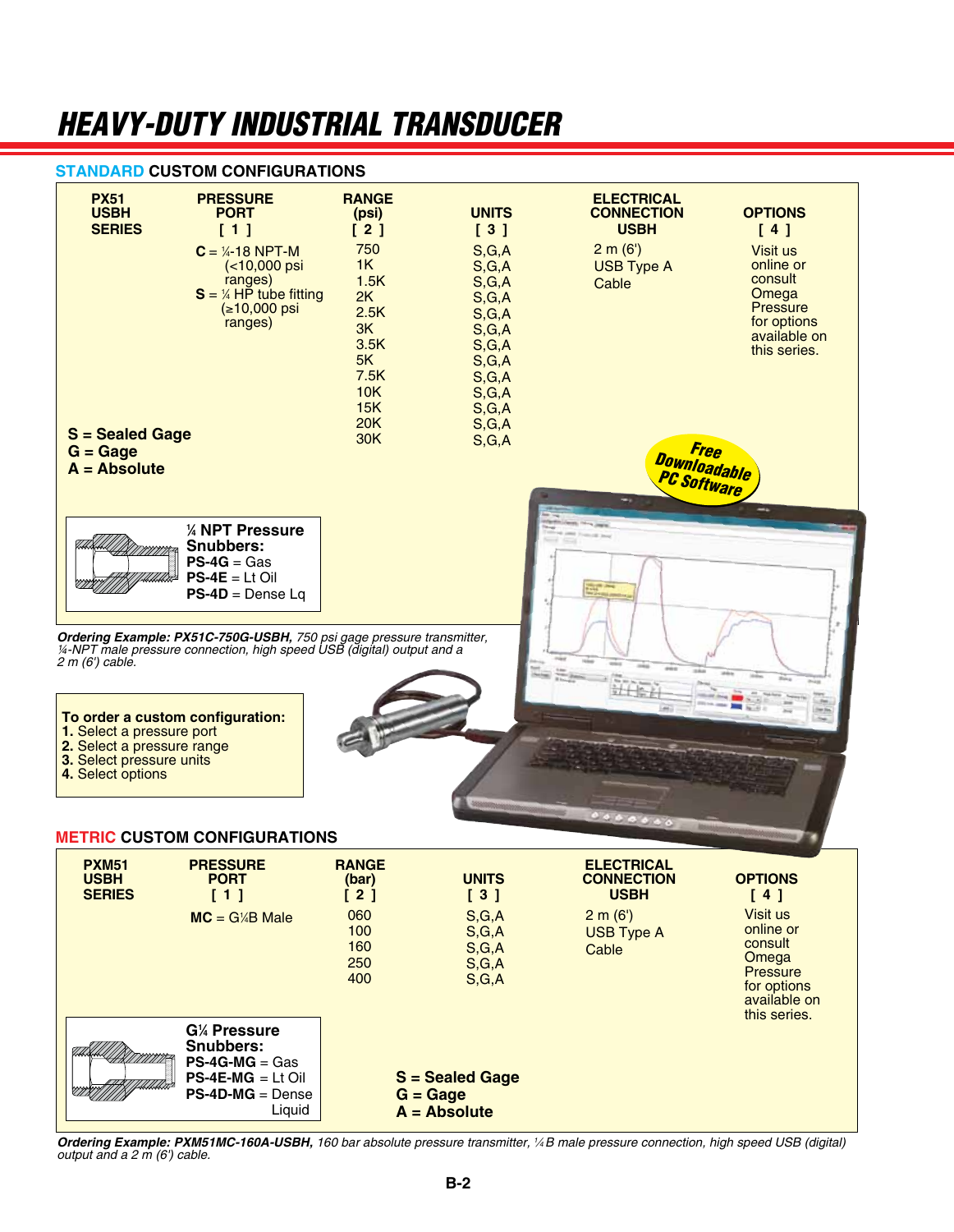# HEAVY-DUTY INDUSTRIAL TRANSDUCER

## STANDARD CUSTOM CONFIGURATIONS

| PX51 USBH SERIES | PRESSURE PORT [ 1 ] | RANGE (psi) [ 2 ] | UNITS [ 3 ] | ELECTRICAL CONNECTION USBH | OPTIONS [ 4 ] |
|---|---|---|---|---|---|
| | **C** = ¼-18 NPT-M (<10,000 psi ranges) | 750 | S,G,A | 2 m (6') USB Type A Cable | Visit us online or consult Omega Pressure for options available on this series. |
| | **S** = ¼ HP tube fitting (≥10,000 psi ranges) | 1K | S,G,A | | |
| | | 1.5K | S,G,A | | |
| | | 2K | S,G,A | | |
| | | 2.5K | S,G,A | | |
| | | 3K | S,G,A | | |
| | | 3.5K | S,G,A | | |
| | | 5K | S,G,A | | |
| | | 7.5K | S,G,A | | |
| | | 10K | S,G,A | | |
| | | 15K | S,G,A | | |
| | | 20K | S,G,A | | |
| | | 30K | S,G,A | | |

**S = Sealed Gage**
**G = Gage**
**A = Absolute**

**Free Downloadable PC Software**

**¼ NPT Pressure Snubbers:**
**PS-4G** = Gas
**PS-4E** = Lt Oil
**PS-4D** = Dense Lq

***Ordering Example: PX51C-750G-USBH,*** *750 psi gage pressure transmitter, ¼-NPT male pressure connection, high speed USB (digital) output and a 2 m (6') cable.*

**To order a custom configuration:**
1. Select a pressure port
2. Select a pressure range
3. Select pressure units
4. Select options

## METRIC CUSTOM CONFIGURATIONS

| PXM51 USBH SERIES | PRESSURE PORT [ 1 ] | RANGE (bar) [ 2 ] | UNITS [ 3 ] | ELECTRICAL CONNECTION USBH | OPTIONS [ 4 ] |
|---|---|---|---|---|---|
| | **MC** = G¼B Male | 060 | S,G,A | 2 m (6') USB Type A Cable | Visit us online or consult Omega Pressure for options available on this series. |
| | | 100 | S,G,A | | |
| | | 160 | S,G,A | | |
| | | 250 | S,G,A | | |
| | | 400 | S,G,A | | |

**G¼ Pressure Snubbers:**
**PS-4G-MG** = Gas
**PS-4E-MG** = Lt Oil
**PS-4D-MG** = Dense Liquid

**S = Sealed Gage**
**G = Gage**
**A = Absolute**

***Ordering Example: PXM51MC-160A-USBH,*** *160 bar absolute pressure transmitter, ¼B male pressure connection, high speed USB (digital) output and a 2 m (6') cable.*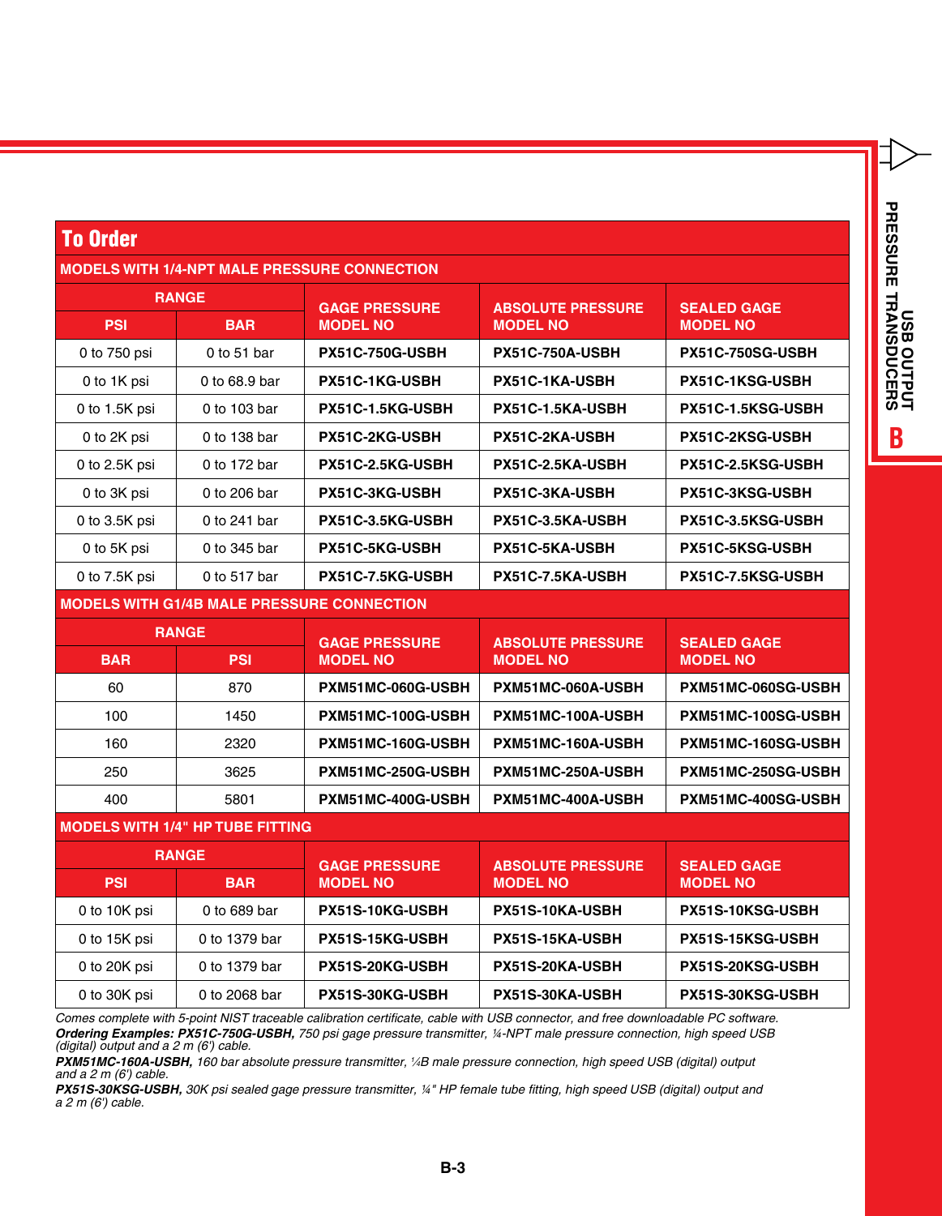## To Order

**MODELS WITH 1/4-NPT MALE PRESSURE CONNECTION**

| RANGE | | GAGE PRESSURE MODEL NO | ABSOLUTE PRESSURE MODEL NO | SEALED GAGE MODEL NO |
|---|---|---|---|---|
| PSI | BAR | | | |
| 0 to 750 psi | 0 to 51 bar | PX51C-750G-USBH | PX51C-750A-USBH | PX51C-750SG-USBH |
| 0 to 1K psi | 0 to 68.9 bar | PX51C-1KG-USBH | PX51C-1KA-USBH | PX51C-1KSG-USBH |
| 0 to 1.5K psi | 0 to 103 bar | PX51C-1.5KG-USBH | PX51C-1.5KA-USBH | PX51C-1.5KSG-USBH |
| 0 to 2K psi | 0 to 138 bar | PX51C-2KG-USBH | PX51C-2KA-USBH | PX51C-2KSG-USBH |
| 0 to 2.5K psi | 0 to 172 bar | PX51C-2.5KG-USBH | PX51C-2.5KA-USBH | PX51C-2.5KSG-USBH |
| 0 to 3K psi | 0 to 206 bar | PX51C-3KG-USBH | PX51C-3KA-USBH | PX51C-3KSG-USBH |
| 0 to 3.5K psi | 0 to 241 bar | PX51C-3.5KG-USBH | PX51C-3.5KA-USBH | PX51C-3.5KSG-USBH |
| 0 to 5K psi | 0 to 345 bar | PX51C-5KG-USBH | PX51C-5KA-USBH | PX51C-5KSG-USBH |
| 0 to 7.5K psi | 0 to 517 bar | PX51C-7.5KG-USBH | PX51C-7.5KA-USBH | PX51C-7.5KSG-USBH |

**MODELS WITH G1/4B MALE PRESSURE CONNECTION**

| RANGE | | GAGE PRESSURE MODEL NO | ABSOLUTE PRESSURE MODEL NO | SEALED GAGE MODEL NO |
|---|---|---|---|---|
| BAR | PSI | | | |
| 60 | 870 | PXM51MC-060G-USBH | PXM51MC-060A-USBH | PXM51MC-060SG-USBH |
| 100 | 1450 | PXM51MC-100G-USBH | PXM51MC-100A-USBH | PXM51MC-100SG-USBH |
| 160 | 2320 | PXM51MC-160G-USBH | PXM51MC-160A-USBH | PXM51MC-160SG-USBH |
| 250 | 3625 | PXM51MC-250G-USBH | PXM51MC-250A-USBH | PXM51MC-250SG-USBH |
| 400 | 5801 | PXM51MC-400G-USBH | PXM51MC-400A-USBH | PXM51MC-400SG-USBH |

**MODELS WITH 1/4" HP TUBE FITTING**

| RANGE | | GAGE PRESSURE MODEL NO | ABSOLUTE PRESSURE MODEL NO | SEALED GAGE MODEL NO |
|---|---|---|---|---|
| PSI | BAR | | | |
| 0 to 10K psi | 0 to 689 bar | PX51S-10KG-USBH | PX51S-10KA-USBH | PX51S-10KSG-USBH |
| 0 to 15K psi | 0 to 1379 bar | PX51S-15KG-USBH | PX51S-15KA-USBH | PX51S-15KSG-USBH |
| 0 to 20K psi | 0 to 1379 bar | PX51S-20KG-USBH | PX51S-20KA-USBH | PX51S-20KSG-USBH |
| 0 to 30K psi | 0 to 2068 bar | PX51S-30KG-USBH | PX51S-30KA-USBH | PX51S-30KSG-USBH |

*Comes complete with 5-point NIST traceable calibration certificate, cable with USB connector, and free downloadable PC software.*

***Ordering Examples: PX51C-750G-USBH,** 750 psi gage pressure transmitter, ¼-NPT male pressure connection, high speed USB (digital) output and a 2 m (6') cable.*

***PXM51MC-160A-USBH,** 160 bar absolute pressure transmitter, ¼B male pressure connection, high speed USB (digital) output and a 2 m (6') cable.*

***PX51S-30KSG-USBH,** 30K psi sealed gage pressure transmitter, ¼" HP female tube fitting, high speed USB (digital) output and a 2 m (6') cable.*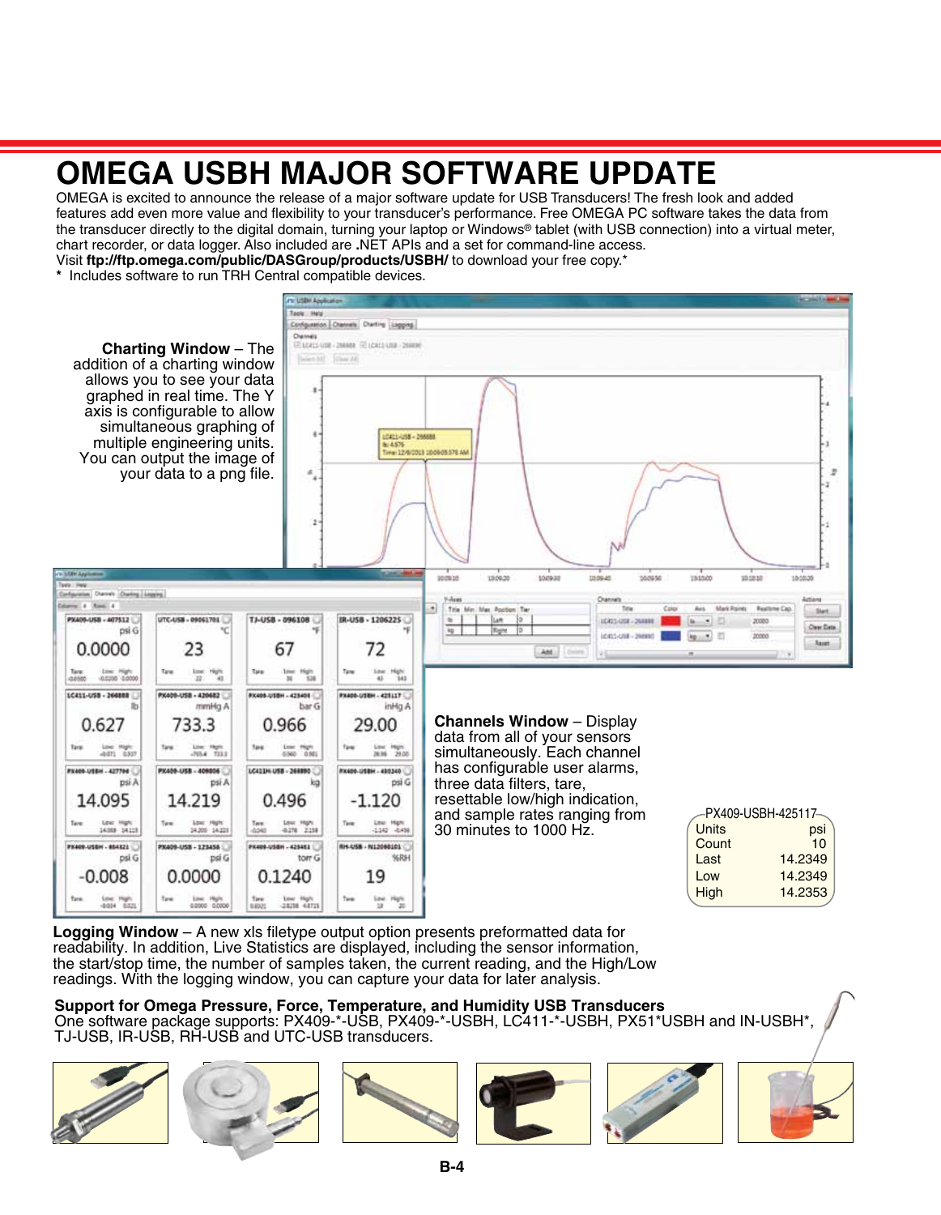# OMEGA USBH MAJOR SOFTWARE UPDATE

OMEGA is excited to announce the release of a major software update for USB Transducers! The fresh look and added features add even more value and flexibility to your transducer's performance. Free OMEGA PC software takes the data from the transducer directly to the digital domain, turning your laptop or Windows® tablet (with USB connection) into a virtual meter, chart recorder, or data logger. Also included are **.NET** APIs and a set for command-line access.
Visit **ftp://ftp.omega.com/public/DASGroup/products/USBH/** to download your free copy.*

\* Includes software to run TRH Central compatible devices.

**Charting Window** – The addition of a charting window allows you to see your data graphed in real time. The Y axis is configurable to allow simultaneous graphing of multiple engineering units. You can output the image of your data to a png file.

**Channels Window** – Display data from all of your sensors simultaneously. Each channel has configurable user alarms, three data filters, tare, resettable low/high indication, and sample rates ranging from 30 minutes to 1000 Hz.

PX409-USBH-425117

| | |
|---|---|
| Units | psi |
| Count | 10 |
| Last | 14.2349 |
| Low | 14.2349 |
| High | 14.2353 |

**Logging Window** – A new xls filetype output option presents preformatted data for readability. In addition, Live Statistics are displayed, including the sensor information, the start/stop time, the number of samples taken, the current reading, and the High/Low readings. With the logging window, you can capture your data for later analysis.

**Support for Omega Pressure, Force, Temperature, and Humidity USB Transducers**
One software package supports: PX409-*-USB, PX409-*-USBH, LC411-*-USBH, PX51*USBH and IN-USBH*, TJ-USB, IR-USB, RH-USB and UTC-USB transducers.